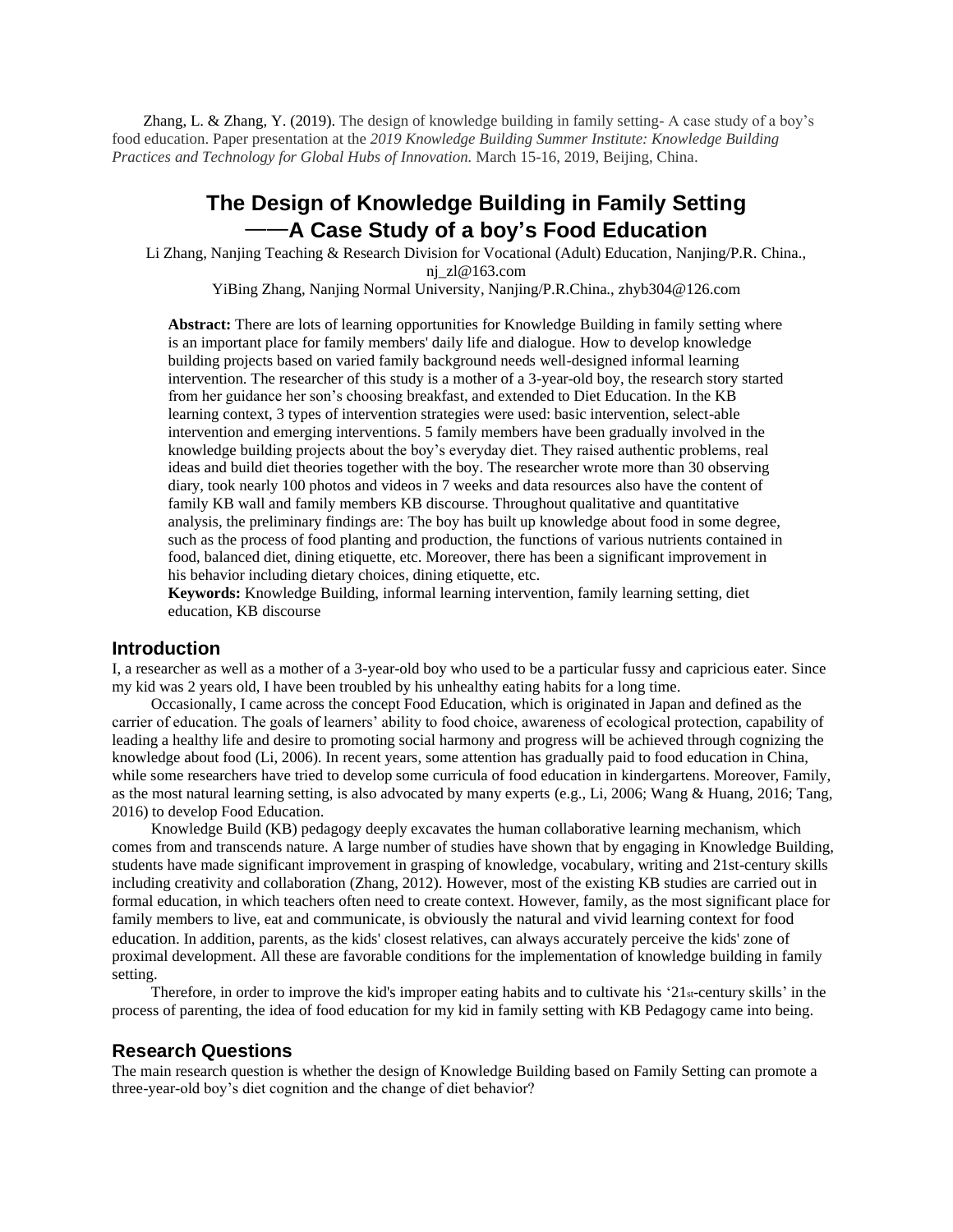Zhang, L. & Zhang, Y. (2019). The design of knowledge building in family setting- A case study of a boy's food education. Paper presentation at the *2019 Knowledge Building Summer Institute: Knowledge Building Practices and Technology for Global Hubs of Innovation.* March 15-16, 2019, Beijing, China.

# The Design of Knowledge Building in Family Setting ——A Case Study of a boy's Food Education

Li Zhang, Nanjing Teaching & Research Division for Vocational (Adult) Education, Nanjing/P.R. China., nj_zl@163.com

YiBing Zhang, Nanjing Normal University, Nanjing/P.R.China., zhyb304@126.com

**Abstract:** There are lots of learning opportunities for Knowledge Building in family setting where is an important place for family members' daily life and dialogue. How to develop knowledge building projects based on varied family background needs well-designed informal learning intervention. The researcher of this study is a mother of a 3-year-old boy, the research story started from her guidance her son's choosing breakfast, and extended to Diet Education. In the KB learning context, 3 types of intervention strategies were used: basic intervention, select-able intervention and emerging interventions. 5 family members have been gradually involved in the knowledge building projects about the boy's everyday diet. They raised authentic problems, real ideas and build diet theories together with the boy. The researcher wrote more than 30 observing diary, took nearly 100 photos and videos in 7 weeks and data resources also have the content of family KB wall and family members KB discourse. Throughout qualitative and quantitative analysis, the preliminary findings are: The boy has built up knowledge about food in some degree, such as the process of food planting and production, the functions of various nutrients contained in food, balanced diet, dining etiquette, etc. Moreover, there has been a significant improvement in his behavior including dietary choices, dining etiquette, etc.

**Keywords:** Knowledge Building, informal learning intervention, family learning setting, diet education, KB discourse

## Introduction

I, a researcher as well as a mother of a 3-year-old boy who used to be a particular fussy and capricious eater. Since my kid was 2 years old, I have been troubled by his unhealthy eating habits for a long time.

Occasionally, I came across the concept Food Education, which is originated in Japan and defined as the carrier of education. The goals of learners' ability to food choice, awareness of ecological protection, capability of leading a healthy life and desire to promoting social harmony and progress will be achieved through cognizing the knowledge about food (Li, 2006). In recent years, some attention has gradually paid to food education in China, while some researchers have tried to develop some curricula of food education in kindergartens. Moreover, Family, as the most natural learning setting, is also advocated by many experts (e.g., Li, 2006; Wang & Huang, 2016; Tang, 2016) to develop Food Education.

Knowledge Build (KB) pedagogy deeply excavates the human collaborative learning mechanism, which comes from and transcends nature. A large number of studies have shown that by engaging in Knowledge Building, students have made significant improvement in grasping of knowledge, vocabulary, writing and 21st-century skills including creativity and collaboration (Zhang, 2012). However, most of the existing KB studies are carried out in formal education, in which teachers often need to create context. However, family, as the most significant place for family members to live, eat and communicate, is obviously the natural and vivid learning context for food education. In addition, parents, as the kids' closest relatives, can always accurately perceive the kids' zone of proximal development. All these are favorable conditions for the implementation of knowledge building in family setting.

Therefore, in order to improve the kid's improper eating habits and to cultivate his '21st-century skills' in the process of parenting, the idea of food education for my kid in family setting with KB Pedagogy came into being.

## Research Questions

The main research question is whether the design of Knowledge Building based on Family Setting can promote a three-year-old boy's diet cognition and the change of diet behavior?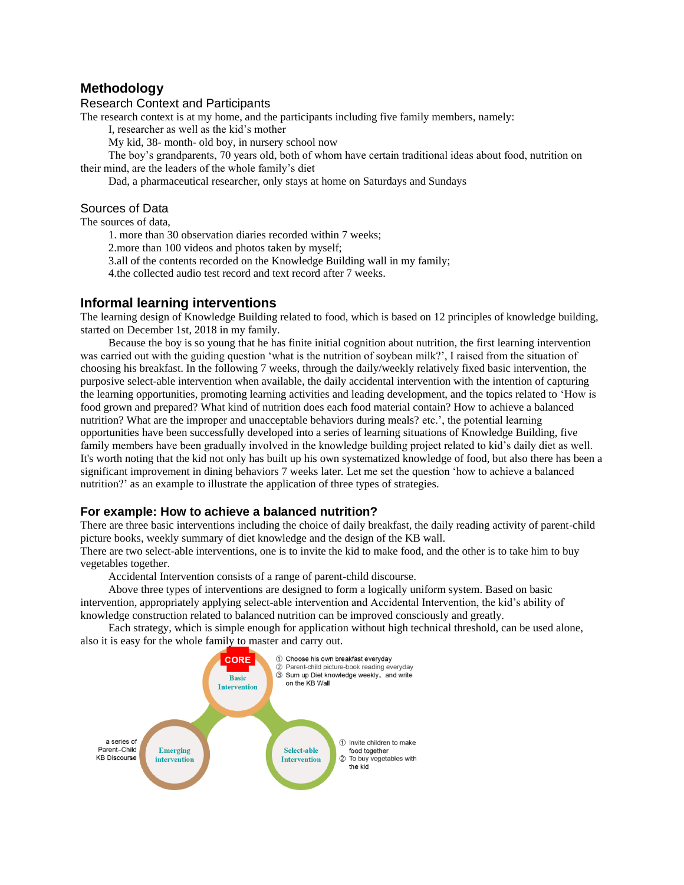## Methodology

### Research Context and Participants

The research context is at my home, and the participants including five family members, namely:

I, researcher as well as the kid's mother

My kid, 38- month- old boy, in nursery school now

The boy's grandparents, 70 years old, both of whom have certain traditional ideas about food, nutrition on their mind, are the leaders of the whole family's diet

Dad, a pharmaceutical researcher, only stays at home on Saturdays and Sundays

### Sources of Data

The sources of data,

1. more than 30 observation diaries recorded within 7 weeks;
2. more than 100 videos and photos taken by myself;
3. all of the contents recorded on the Knowledge Building wall in my family;
4. the collected audio test record and text record after 7 weeks.

## Informal learning interventions

The learning design of Knowledge Building related to food, which is based on 12 principles of knowledge building, started on December 1st, 2018 in my family.

Because the boy is so young that he has finite initial cognition about nutrition, the first learning intervention was carried out with the guiding question 'what is the nutrition of soybean milk?', I raised from the situation of choosing his breakfast. In the following 7 weeks, through the daily/weekly relatively fixed basic intervention, the purposive select-able intervention when available, the daily accidental intervention with the intention of capturing the learning opportunities, promoting learning activities and leading development, and the topics related to 'How is food grown and prepared? What kind of nutrition does each food material contain? How to achieve a balanced nutrition? What are the improper and unacceptable behaviors during meals? etc.', the potential learning opportunities have been successfully developed into a series of learning situations of Knowledge Building, five family members have been gradually involved in the knowledge building project related to kid's daily diet as well. It's worth noting that the kid not only has built up his own systematized knowledge of food, but also there has been a significant improvement in dining behaviors 7 weeks later. Let me set the question 'how to achieve a balanced nutrition?' as an example to illustrate the application of three types of strategies.

### For example: How to achieve a balanced nutrition?

There are three basic interventions including the choice of daily breakfast, the daily reading activity of parent-child picture books, weekly summary of diet knowledge and the design of the KB wall.

There are two select-able interventions, one is to invite the kid to make food, and the other is to take him to buy vegetables together.

Accidental Intervention consists of a range of parent-child discourse.

Above three types of interventions are designed to form a logically uniform system. Based on basic intervention, appropriately applying select-able intervention and Accidental Intervention, the kid's ability of knowledge construction related to balanced nutrition can be improved consciously and greatly.

Each strategy, which is simple enough for application without high technical threshold, can be used alone, also it is easy for the whole family to master and carry out.

CORE

Basic Intervention
① Choose his own breakfast everyday
② Parent-child picture-book reading everyday
③ Sum up Diet knowledge weekly, and write on the KB Wall

Emerging intervention
a series of Parent–Child KB Discourse

Select-able Intervention
① Invite children to make food together
② To buy vegetables with the kid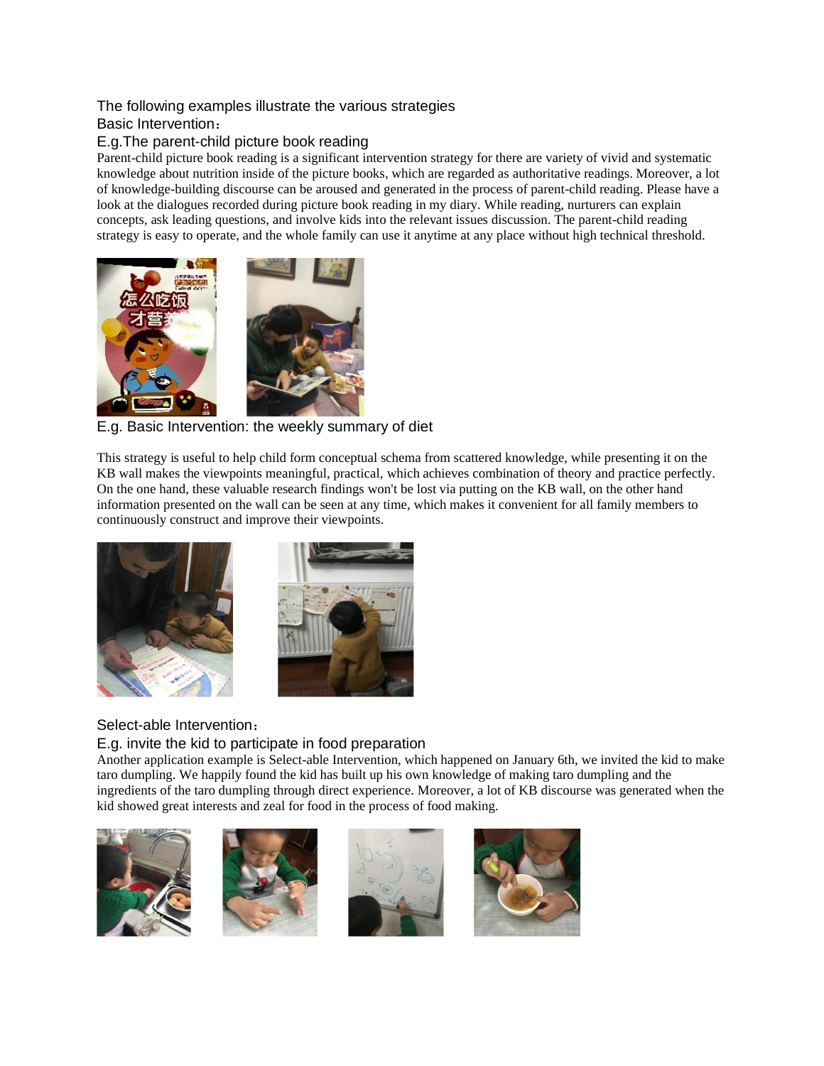The following examples illustrate the various strategies

Basic Intervention：

E.g.The parent-child picture book reading

Parent-child picture book reading is a significant intervention strategy for there are variety of vivid and systematic knowledge about nutrition inside of the picture books, which are regarded as authoritative readings. Moreover, a lot of knowledge-building discourse can be aroused and generated in the process of parent-child reading. Please have a look at the dialogues recorded during picture book reading in my diary. While reading, nurturers can explain concepts, ask leading questions, and involve kids into the relevant issues discussion. The parent-child reading strategy is easy to operate, and the whole family can use it anytime at any place without high technical threshold.

E.g. Basic Intervention: the weekly summary of diet

This strategy is useful to help child form conceptual schema from scattered knowledge, while presenting it on the KB wall makes the viewpoints meaningful, practical, which achieves combination of theory and practice perfectly. On the one hand, these valuable research findings won't be lost via putting on the KB wall, on the other hand information presented on the wall can be seen at any time, which makes it convenient for all family members to continuously construct and improve their viewpoints.

Select-able Intervention：

E.g. invite the kid to participate in food preparation

Another application example is Select-able Intervention, which happened on January 6th, we invited the kid to make taro dumpling. We happily found the kid has built up his own knowledge of making taro dumpling and the ingredients of the taro dumpling through direct experience. Moreover, a lot of KB discourse was generated when the kid showed great interests and zeal for food in the process of food making.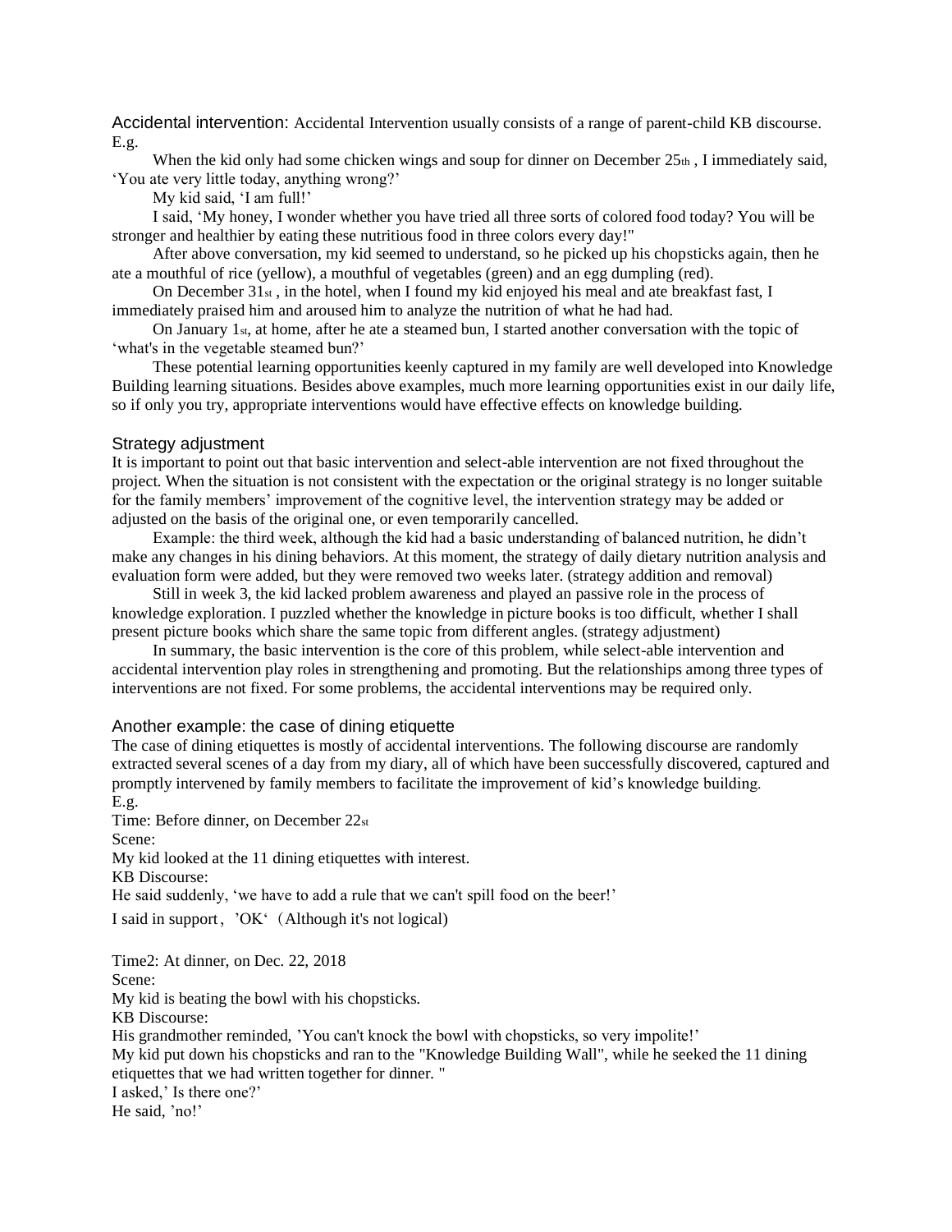### Accidental intervention

Accidental intervention: Accidental Intervention usually consists of a range of parent-child KB discourse. E.g.

When the kid only had some chicken wings and soup for dinner on December 25th , I immediately said, 'You ate very little today, anything wrong?'

My kid said, 'I am full!'

I said, 'My honey, I wonder whether you have tried all three sorts of colored food today? You will be stronger and healthier by eating these nutritious food in three colors every day!"

After above conversation, my kid seemed to understand, so he picked up his chopsticks again, then he ate a mouthful of rice (yellow), a mouthful of vegetables (green) and an egg dumpling (red).

On December 31st , in the hotel, when I found my kid enjoyed his meal and ate breakfast fast, I immediately praised him and aroused him to analyze the nutrition of what he had had.

On January 1st, at home, after he ate a steamed bun, I started another conversation with the topic of 'what's in the vegetable steamed bun?'

These potential learning opportunities keenly captured in my family are well developed into Knowledge Building learning situations. Besides above examples, much more learning opportunities exist in our daily life, so if only you try, appropriate interventions would have effective effects on knowledge building.

### Strategy adjustment

It is important to point out that basic intervention and select-able intervention are not fixed throughout the project. When the situation is not consistent with the expectation or the original strategy is no longer suitable for the family members' improvement of the cognitive level, the intervention strategy may be added or adjusted on the basis of the original one, or even temporarily cancelled.

Example: the third week, although the kid had a basic understanding of balanced nutrition, he didn't make any changes in his dining behaviors. At this moment, the strategy of daily dietary nutrition analysis and evaluation form were added, but they were removed two weeks later. (strategy addition and removal)

Still in week 3, the kid lacked problem awareness and played an passive role in the process of knowledge exploration. I puzzled whether the knowledge in picture books is too difficult, whether I shall present picture books which share the same topic from different angles. (strategy adjustment)

In summary, the basic intervention is the core of this problem, while select-able intervention and accidental intervention play roles in strengthening and promoting. But the relationships among three types of interventions are not fixed. For some problems, the accidental interventions may be required only.

### Another example: the case of dining etiquette

The case of dining etiquettes is mostly of accidental interventions. The following discourse are randomly extracted several scenes of a day from my diary, all of which have been successfully discovered, captured and promptly intervened by family members to facilitate the improvement of kid's knowledge building.

E.g.

Time: Before dinner, on December 22st

Scene:

My kid looked at the 11 dining etiquettes with interest.

KB Discourse:

He said suddenly, 'we have to add a rule that we can't spill food on the beer!'

I said in support，'OK'（Although it's not logical)

Time2: At dinner, on Dec. 22, 2018

Scene:

My kid is beating the bowl with his chopsticks.

KB Discourse:

His grandmother reminded, 'You can't knock the bowl with chopsticks, so very impolite!'

My kid put down his chopsticks and ran to the "Knowledge Building Wall", while he seeked the 11 dining etiquettes that we had written together for dinner. "

I asked,' Is there one?'

He said, 'no!'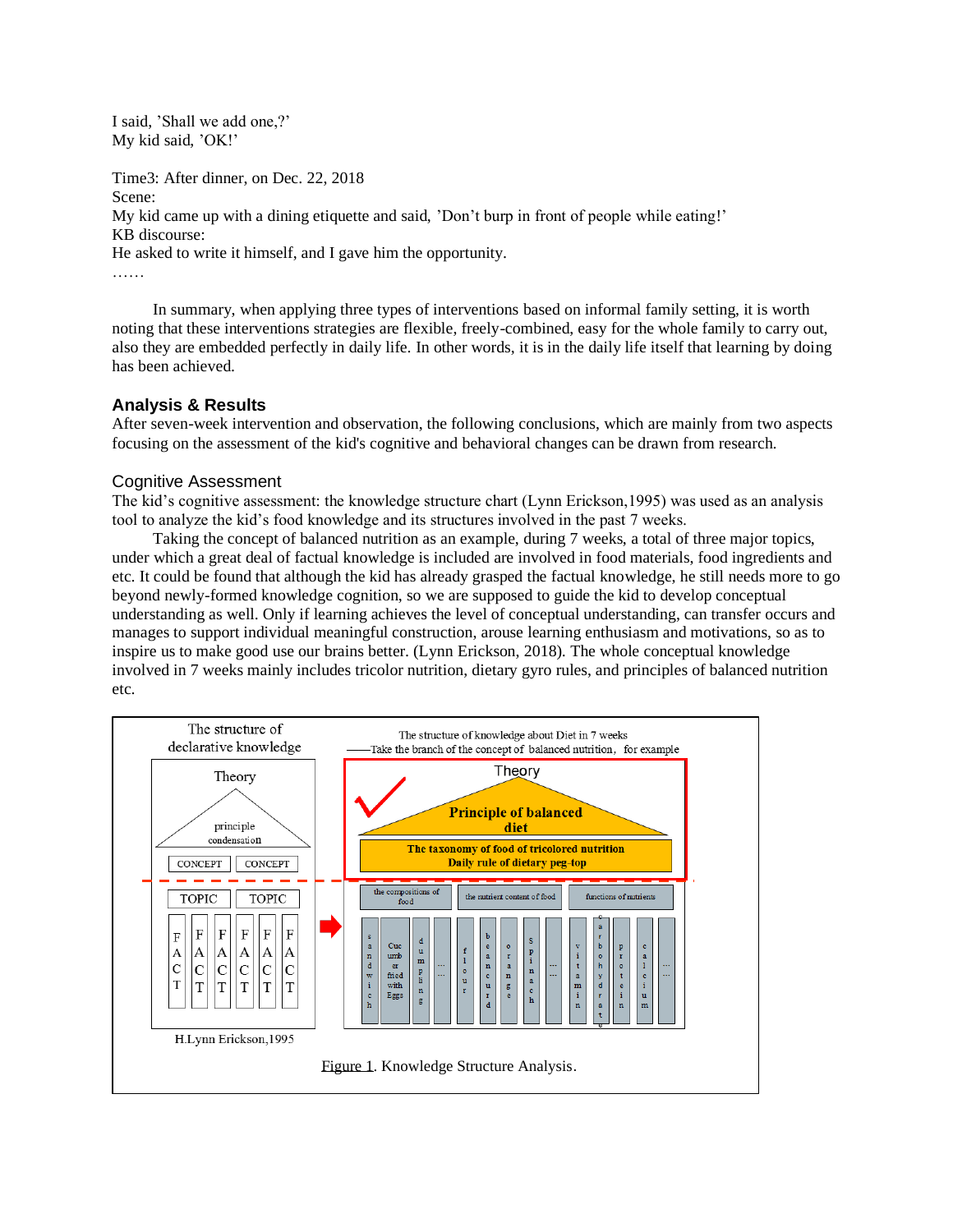I said, 'Shall we add one,?'
My kid said, 'OK!'

Time3: After dinner, on Dec. 22, 2018
Scene:
My kid came up with a dining etiquette and said, 'Don't burp in front of people while eating!'
KB discourse:
He asked to write it himself, and I gave him the opportunity.
……

In summary, when applying three types of interventions based on informal family setting, it is worth noting that these interventions strategies are flexible, freely-combined, easy for the whole family to carry out, also they are embedded perfectly in daily life. In other words, it is in the daily life itself that learning by doing has been achieved.

## Analysis & Results

After seven-week intervention and observation, the following conclusions, which are mainly from two aspects focusing on the assessment of the kid's cognitive and behavioral changes can be drawn from research.

### Cognitive Assessment

The kid's cognitive assessment: the knowledge structure chart (Lynn Erickson,1995) was used as an analysis tool to analyze the kid's food knowledge and its structures involved in the past 7 weeks.

Taking the concept of balanced nutrition as an example, during 7 weeks, a total of three major topics, under which a great deal of factual knowledge is included are involved in food materials, food ingredients and etc. It could be found that although the kid has already grasped the factual knowledge, he still needs more to go beyond newly-formed knowledge cognition, so we are supposed to guide the kid to develop conceptual understanding as well. Only if learning achieves the level of conceptual understanding, can transfer occurs and manages to support individual meaningful construction, arouse learning enthusiasm and motivations, so as to inspire us to make good use our brains better. (Lynn Erickson, 2018). The whole conceptual knowledge involved in 7 weeks mainly includes tricolor nutrition, dietary gyro rules, and principles of balanced nutrition etc.

The structure of declarative knowledge

Theory

principle condensation

CONCEPT CONCEPT

TOPIC TOPIC

FACT FACT FACT FACT FACT FACT

H.Lynn Erickson,1995

The structure of knowledge about Diet in 7 weeks
——Take the branch of the concept of balanced nutrition, for example

Theory

Principle of balanced diet

The taxonomy of food of tricolored nutrition
Daily rule of dietary peg-top

the compositions of food | the nutrient content of food | functions of nutrients

sandwich, Cucumber fried with Eggs, dumpling, …, flour, beancurd, orange, Spinach, …, vitamin, carbohydrate, protein, calcium, …

Figure 1. Knowledge Structure Analysis.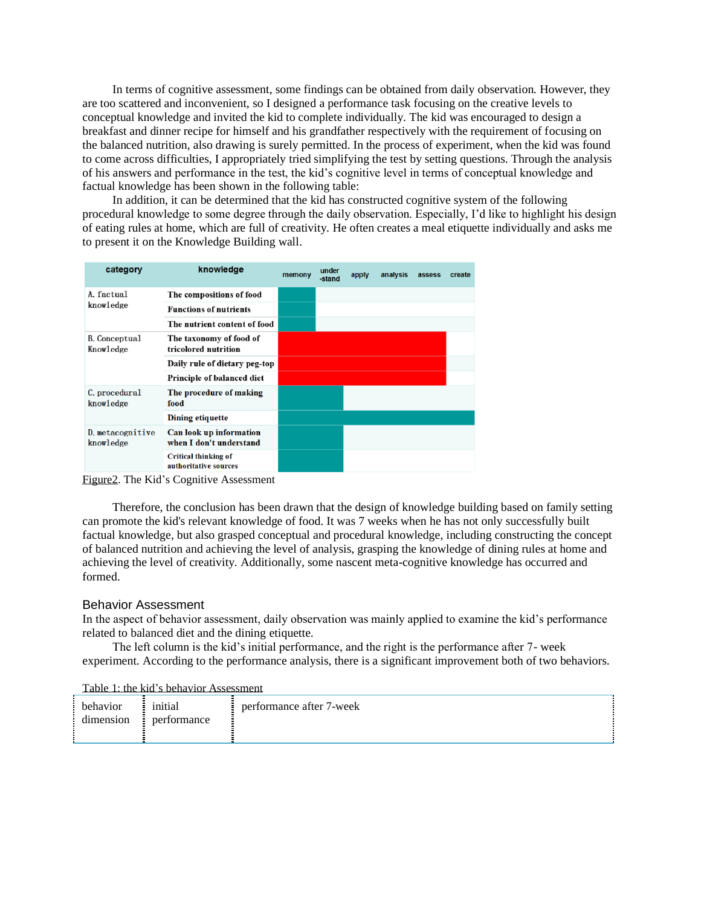In terms of cognitive assessment, some findings can be obtained from daily observation. However, they are too scattered and inconvenient, so I designed a performance task focusing on the creative levels to conceptual knowledge and invited the kid to complete individually. The kid was encouraged to design a breakfast and dinner recipe for himself and his grandfather respectively with the requirement of focusing on the balanced nutrition, also drawing is surely permitted. In the process of experiment, when the kid was found to come across difficulties, I appropriately tried simplifying the test by setting questions. Through the analysis of his answers and performance in the test, the kid's cognitive level in terms of conceptual knowledge and factual knowledge has been shown in the following table:

In addition, it can be determined that the kid has constructed cognitive system of the following procedural knowledge to some degree through the daily observation. Especially, I'd like to highlight his design of eating rules at home, which are full of creativity. He often creates a meal etiquette individually and asks me to present it on the Knowledge Building wall.

| category | knowledge | memory | under-stand | apply | analysis | assess | create |
|---|---|---|---|---|---|---|---|
| A. factual knowledge | The compositions of food | ■ | | | | | |
| | Functions of nutrients | ■ | | | | | |
| | The nutrient content of food | ■ | | | | | |
| B. Conceptual Knowledge | The taxonomy of food of tricolored nutrition | ■ | ■ | ■ | ■ | ■ | |
| | Daily rule of dietary peg-top | ■ | ■ | ■ | ■ | ■ | |
| | Principle of balanced diet | ■ | ■ | ■ | ■ | ■ | |
| C. procedural knowledge | The procedure of making food | ■ | ■ | | | | |
| | Dining etiquette | ■ | ■ | ■ | ■ | ■ | ■ |
| D. metacognitive knowledge | Can look up information when I don't understand | ■ | ■ | | | | |
| | Critical thinking of authoritative sources | ■ | ■ | | | | |

Figure2. The Kid's Cognitive Assessment

Therefore, the conclusion has been drawn that the design of knowledge building based on family setting can promote the kid's relevant knowledge of food. It was 7 weeks when he has not only successfully built factual knowledge, but also grasped conceptual and procedural knowledge, including constructing the concept of balanced nutrition and achieving the level of analysis, grasping the knowledge of dining rules at home and achieving the level of creativity. Additionally, some nascent meta-cognitive knowledge has occurred and formed.

## Behavior Assessment

In the aspect of behavior assessment, daily observation was mainly applied to examine the kid's performance related to balanced diet and the dining etiquette.

The left column is the kid's initial performance, and the right is the performance after 7- week experiment. According to the performance analysis, there is a significant improvement both of two behaviors.

Table 1: the kid's behavior Assessment

| behavior dimension | initial performance | performance after 7-week |
|---|---|---|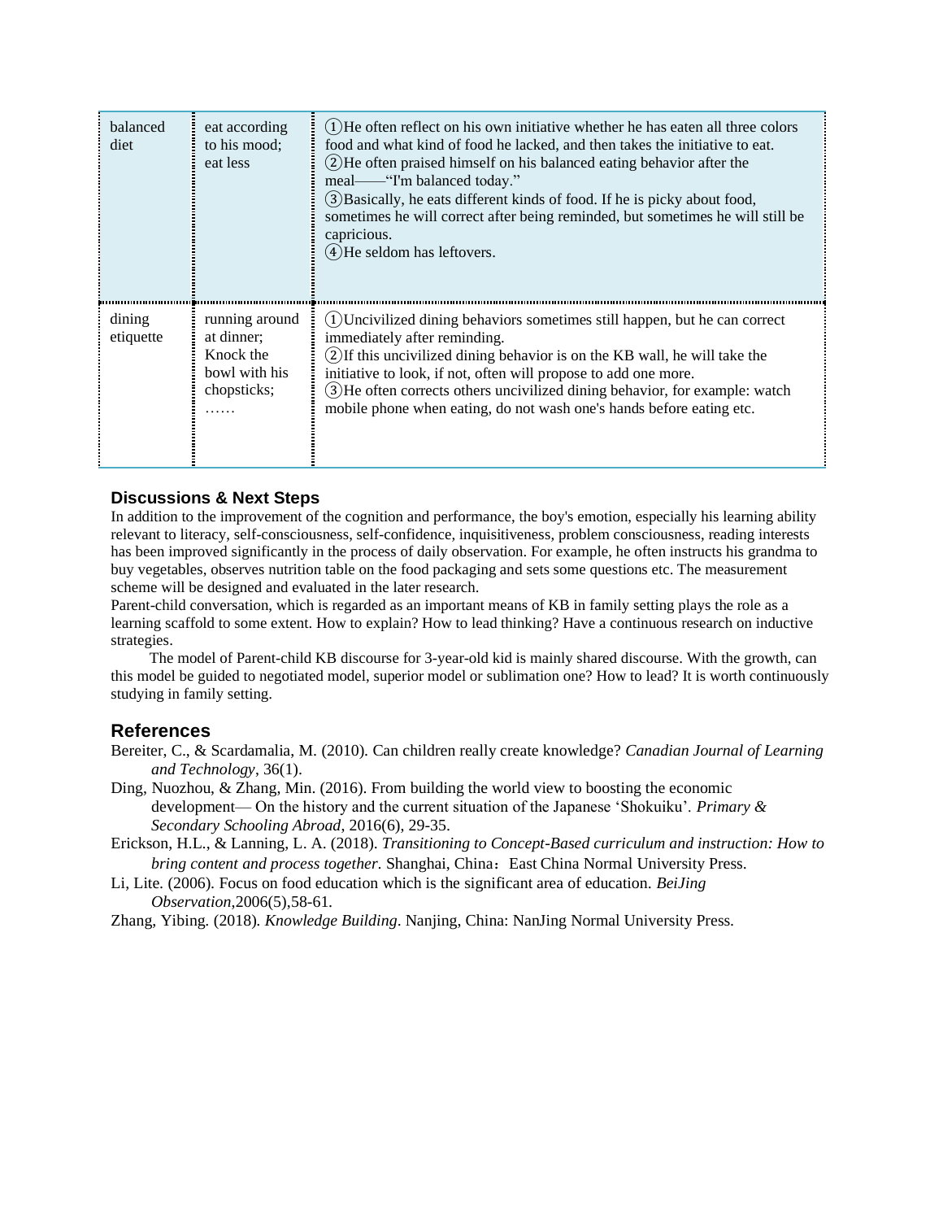| | | |
|---|---|---|
| balanced diet | eat according to his mood; eat less | ①He often reflect on his own initiative whether he has eaten all three colors food and what kind of food he lacked, and then takes the initiative to eat.<br>②He often praised himself on his balanced eating behavior after the meal——"I'm balanced today."<br>③Basically, he eats different kinds of food. If he is picky about food, sometimes he will correct after being reminded, but sometimes he will still be capricious.<br>④He seldom has leftovers. |
| dining etiquette | running around at dinner;<br>Knock the bowl with his chopsticks;<br>…… | ①Uncivilized dining behaviors sometimes still happen, but he can correct immediately after reminding.<br>②If this uncivilized dining behavior is on the KB wall, he will take the initiative to look, if not, often will propose to add one more.<br>③He often corrects others uncivilized dining behavior, for example: watch mobile phone when eating, do not wash one's hands before eating etc. |

## Discussions & Next Steps

In addition to the improvement of the cognition and performance, the boy's emotion, especially his learning ability relevant to literacy, self-consciousness, self-confidence, inquisitiveness, problem consciousness, reading interests has been improved significantly in the process of daily observation. For example, he often instructs his grandma to buy vegetables, observes nutrition table on the food packaging and sets some questions etc. The measurement scheme will be designed and evaluated in the later research.

Parent-child conversation, which is regarded as an important means of KB in family setting plays the role as a learning scaffold to some extent. How to explain? How to lead thinking? Have a continuous research on inductive strategies.

The model of Parent-child KB discourse for 3-year-old kid is mainly shared discourse. With the growth, can this model be guided to negotiated model, superior model or sublimation one? How to lead? It is worth continuously studying in family setting.

## References

Bereiter, C., & Scardamalia, M. (2010). Can children really create knowledge? *Canadian Journal of Learning and Technology*, 36(1).

Ding, Nuozhou, & Zhang, Min. (2016). From building the world view to boosting the economic development— On the history and the current situation of the Japanese 'Shokuiku'. *Primary & Secondary Schooling Abroad*, 2016(6), 29-35.

Erickson, H.L., & Lanning, L. A. (2018). *Transitioning to Concept-Based curriculum and instruction: How to bring content and process together*. Shanghai, China：East China Normal University Press.

Li, Lite. (2006). Focus on food education which is the significant area of education. *BeiJing Observation*,2006(5),58-61.

Zhang, Yibing. (2018). *Knowledge Building*. Nanjing, China: NanJing Normal University Press.